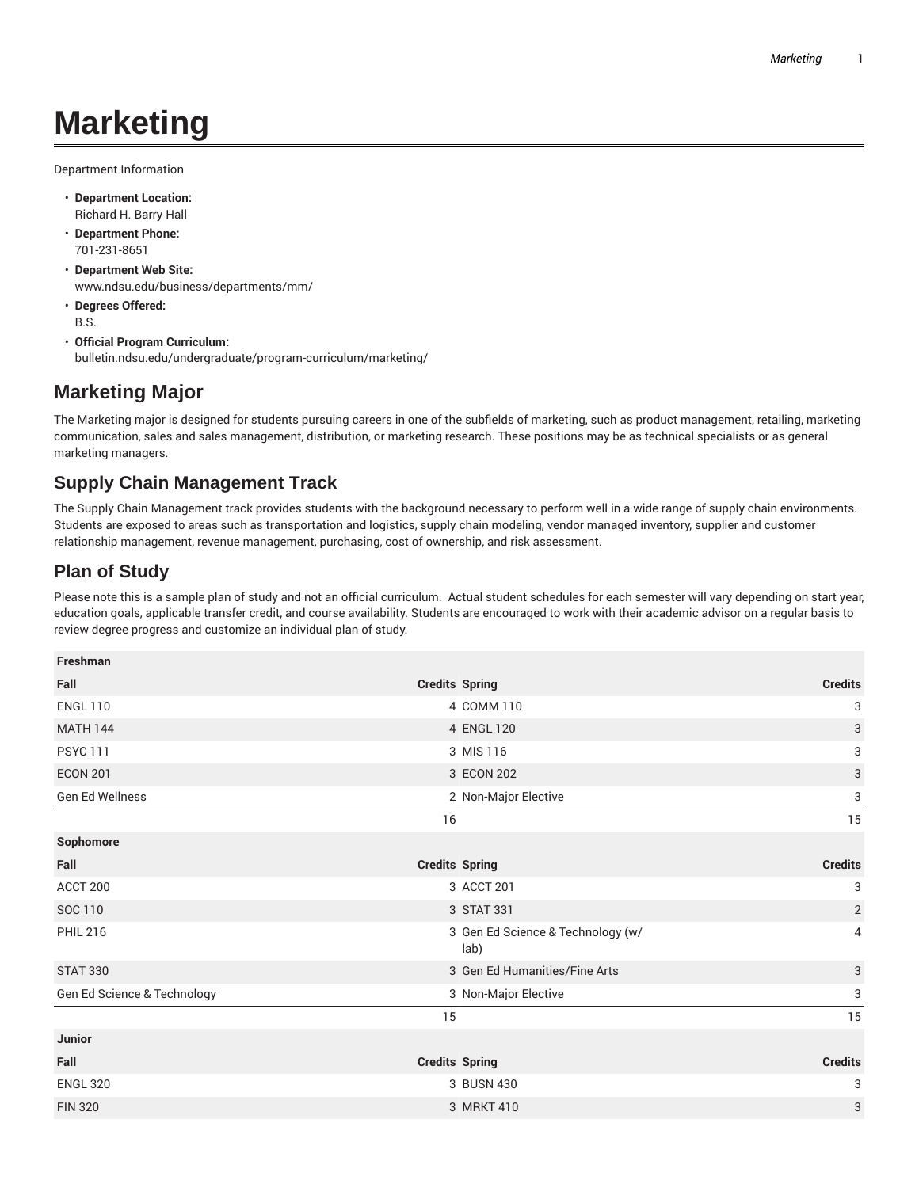# Marketing

Department Information

- **Department Location:**
  Richard H. Barry Hall
- **Department Phone:**
  701-231-8651
- **Department Web Site:**
  www.ndsu.edu/business/departments/mm/
- **Degrees Offered:**
  B.S.
- **Official Program Curriculum:**
  bulletin.ndsu.edu/undergraduate/program-curriculum/marketing/

## Marketing Major

The Marketing major is designed for students pursuing careers in one of the subfields of marketing, such as product management, retailing, marketing communication, sales and sales management, distribution, or marketing research. These positions may be as technical specialists or as general marketing managers.

## Supply Chain Management Track

The Supply Chain Management track provides students with the background necessary to perform well in a wide range of supply chain environments. Students are exposed to areas such as transportation and logistics, supply chain modeling, vendor managed inventory, supplier and customer relationship management, revenue management, purchasing, cost of ownership, and risk assessment.

## Plan of Study

Please note this is a sample plan of study and not an official curriculum. Actual student schedules for each semester will vary depending on start year, education goals, applicable transfer credit, and course availability. Students are encouraged to work with their academic advisor on a regular basis to review degree progress and customize an individual plan of study.

| Freshman | | | |
|---|---|---|---|
| **Fall** | **Credits** | **Spring** | **Credits** |
| ENGL 110 | 4 | COMM 110 | 3 |
| MATH 144 | 4 | ENGL 120 | 3 |
| PSYC 111 | 3 | MIS 116 | 3 |
| ECON 201 | 3 | ECON 202 | 3 |
| Gen Ed Wellness | 2 | Non-Major Elective | 3 |
| | 16 | | 15 |
| **Sophomore** | | | |
| **Fall** | **Credits** | **Spring** | **Credits** |
| ACCT 200 | 3 | ACCT 201 | 3 |
| SOC 110 | 3 | STAT 331 | 2 |
| PHIL 216 | 3 | Gen Ed Science & Technology (w/ lab) | 4 |
| STAT 330 | 3 | Gen Ed Humanities/Fine Arts | 3 |
| Gen Ed Science & Technology | 3 | Non-Major Elective | 3 |
| | 15 | | 15 |
| **Junior** | | | |
| **Fall** | **Credits** | **Spring** | **Credits** |
| ENGL 320 | 3 | BUSN 430 | 3 |
| FIN 320 | 3 | MRKT 410 | 3 |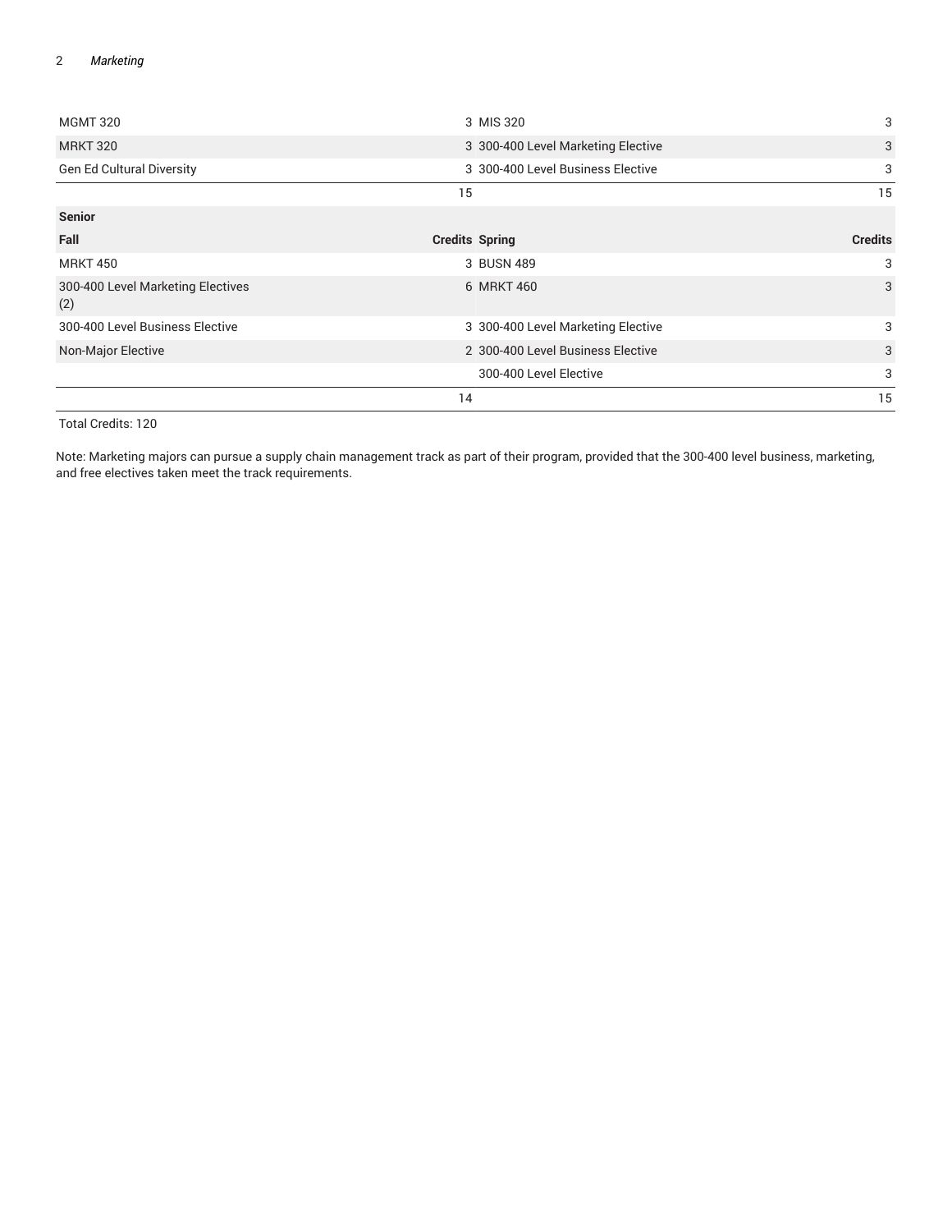| | | | |
|---|---|---|---|
| MGMT 320 | 3 | MIS 320 | 3 |
| MRKT 320 | 3 | 300-400 Level Marketing Elective | 3 |
| Gen Ed Cultural Diversity | 3 | 300-400 Level Business Elective | 3 |
| | 15 | | 15 |
| **Senior** | | | |
| **Fall** | **Credits** | **Spring** | **Credits** |
| MRKT 450 | 3 | BUSN 489 | 3 |
| 300-400 Level Marketing Electives (2) | 6 | MRKT 460 | 3 |
| 300-400 Level Business Elective | 3 | 300-400 Level Marketing Elective | 3 |
| Non-Major Elective | 2 | 300-400 Level Business Elective | 3 |
| | | 300-400 Level Elective | 3 |
| | 14 | | 15 |

Total Credits: 120

Note: Marketing majors can pursue a supply chain management track as part of their program, provided that the 300-400 level business, marketing, and free electives taken meet the track requirements.